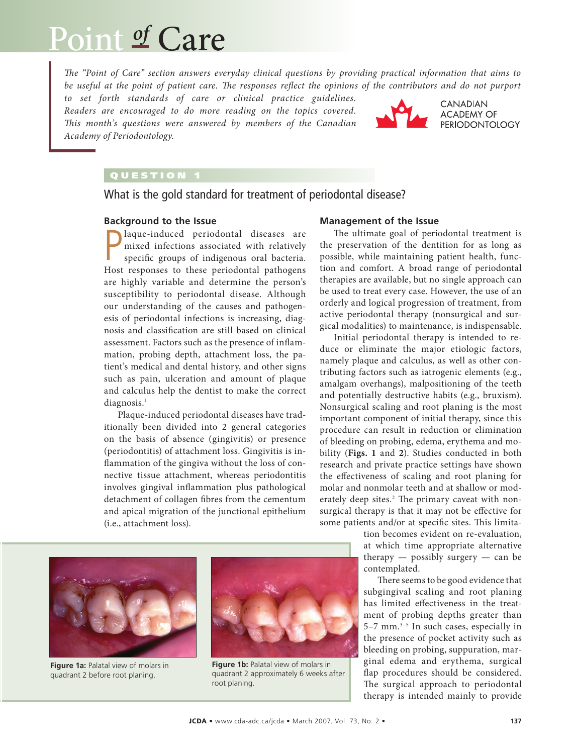# Point *of* Care

*The "Point of Care" section answers everyday clinical questions by providing practical information that aims to be useful at the point of patient care. The responses reflect the opinions of the contributors and do not purport to set forth standards of care or clinical practice guidelines. Readers are encouraged to do more reading on the topics covered. This month's questions were answered by members of the Canadian Academy of Periodontology.*

CANADIAN ACADEMY OF PERIODONTOLOGY

## QUESTION 1

### What is the gold standard for treatment of periodontal disease?

#### Background to the Issue

Plaque-induced periodontal diseases are mixed infections associated with relatively specific groups of indigenous oral bacteria. Host responses to these periodontal pathogens are highly variable and determine the person's susceptibility to periodontal disease. Although our understanding of the causes and pathogenesis of periodontal infections is increasing, diagnosis and classification are still based on clinical assessment. Factors such as the presence of inflammation, probing depth, attachment loss, the patient's medical and dental history, and other signs such as pain, ulceration and amount of plaque and calculus help the dentist to make the correct diagnosis.[1]

Plaque-induced periodontal diseases have traditionally been divided into 2 general categories on the basis of absence (gingivitis) or presence (periodontitis) of attachment loss. Gingivitis is inflammation of the gingiva without the loss of connective tissue attachment, whereas periodontitis involves gingival inflammation plus pathological detachment of collagen fibres from the cementum and apical migration of the junctional epithelium (i.e., attachment loss).

#### Management of the Issue

The ultimate goal of periodontal treatment is the preservation of the dentition for as long as possible, while maintaining patient health, function and comfort. A broad range of periodontal therapies are available, but no single approach can be used to treat every case. However, the use of an orderly and logical progression of treatment, from active periodontal therapy (nonsurgical and surgical modalities) to maintenance, is indispensable.

Initial periodontal therapy is intended to reduce or eliminate the major etiologic factors, namely plaque and calculus, as well as other contributing factors such as iatrogenic elements (e.g., amalgam overhangs), malpositioning of the teeth and potentially destructive habits (e.g., bruxism). Nonsurgical scaling and root planing is the most important component of initial therapy, since this procedure can result in reduction or elimination of bleeding on probing, edema, erythema and mobility (**Figs. 1** and **2**). Studies conducted in both research and private practice settings have shown the effectiveness of scaling and root planing for molar and nonmolar teeth and at shallow or moderately deep sites.[2] The primary caveat with nonsurgical therapy is that it may not be effective for some patients and/or at specific sites. This limitation becomes evident on re-evaluation, at which time appropriate alternative therapy — possibly surgery — can be contemplated.

**Figure 1a:** Palatal view of molars in quadrant 2 before root planing.

**Figure 1b:** Palatal view of molars in quadrant 2 approximately 6 weeks after root planing.

There seems to be good evidence that subgingival scaling and root planing has limited effectiveness in the treatment of probing depths greater than 5–7 mm.[3–5] In such cases, especially in the presence of pocket activity such as bleeding on probing, suppuration, marginal edema and erythema, surgical flap procedures should be considered. The surgical approach to periodontal therapy is intended mainly to provide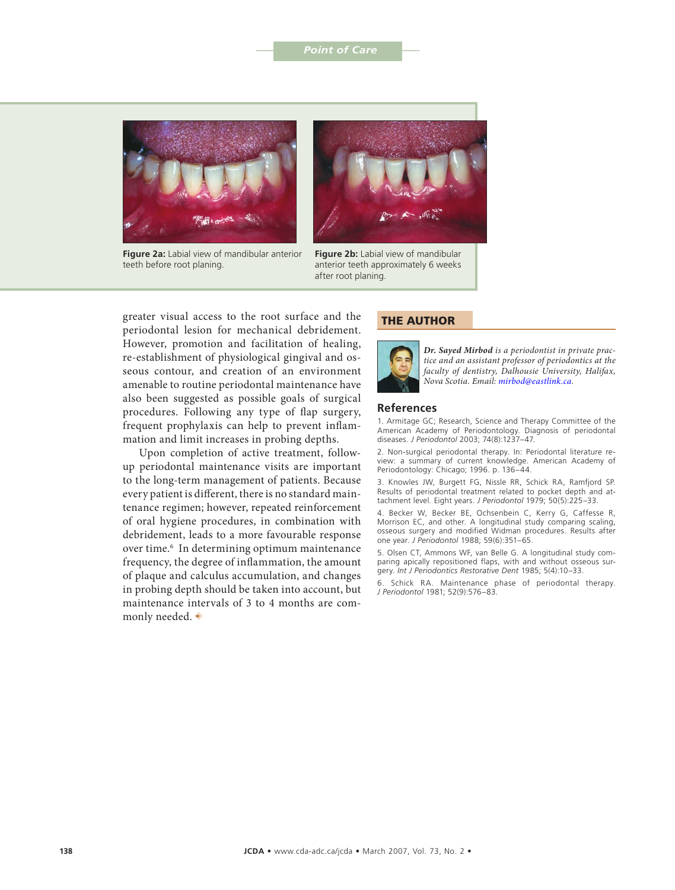Figure 2a: Labial view of mandibular anterior teeth before root planing.

Figure 2b: Labial view of mandibular anterior teeth approximately 6 weeks after root planing.

greater visual access to the root surface and the periodontal lesion for mechanical debridement. However, promotion and facilitation of healing, re-establishment of physiological gingival and osseous contour, and creation of an environment amenable to routine periodontal maintenance have also been suggested as possible goals of surgical procedures. Following any type of flap surgery, frequent prophylaxis can help to prevent inflammation and limit increases in probing depths.

Upon completion of active treatment, follow-up periodontal maintenance visits are important to the long-term management of patients. Because every patient is different, there is no standard maintenance regimen; however, repeated reinforcement of oral hygiene procedures, in combination with debridement, leads to a more favourable response over time.[6] In determining optimum maintenance frequency, the degree of inflammation, the amount of plaque and calculus accumulation, and changes in probing depth should be taken into account, but maintenance intervals of 3 to 4 months are commonly needed. ◆

## THE AUTHOR

***Dr. Sayed Mirbod** is a periodontist in private practice and an assistant professor of periodontics at the faculty of dentistry, Dalhousie University, Halifax, Nova Scotia. Email: mirbod@eastlink.ca.*

## References

1. Armitage GC; Research, Science and Therapy Committee of the American Academy of Periodontology. Diagnosis of periodontal diseases. *J Periodontol* 2003; 74(8):1237–47.
2. Non-surgical periodontal therapy. In: Periodontal literature review: a summary of current knowledge. American Academy of Periodontology: Chicago; 1996. p. 136–44.
3. Knowles JW, Burgett FG, Nissle RR, Schick RA, Ramfjord SP. Results of periodontal treatment related to pocket depth and attachment level. Eight years. *J Periodontol* 1979; 50(5):225–33.
4. Becker W, Becker BE, Ochsenbein C, Kerry G, Caffesse R, Morrison EC, and other. A longitudinal study comparing scaling, osseous surgery and modified Widman procedures. Results after one year. *J Periodontol* 1988; 59(6):351–65.
5. Olsen CT, Ammons WF, van Belle G. A longitudinal study comparing apically repositioned flaps, with and without osseous surgery. *Int J Periodontics Restorative Dent* 1985; 5(4):10–33.
6. Schick RA. Maintenance phase of periodontal therapy. *J Periodontol* 1981; 52(9):576–83.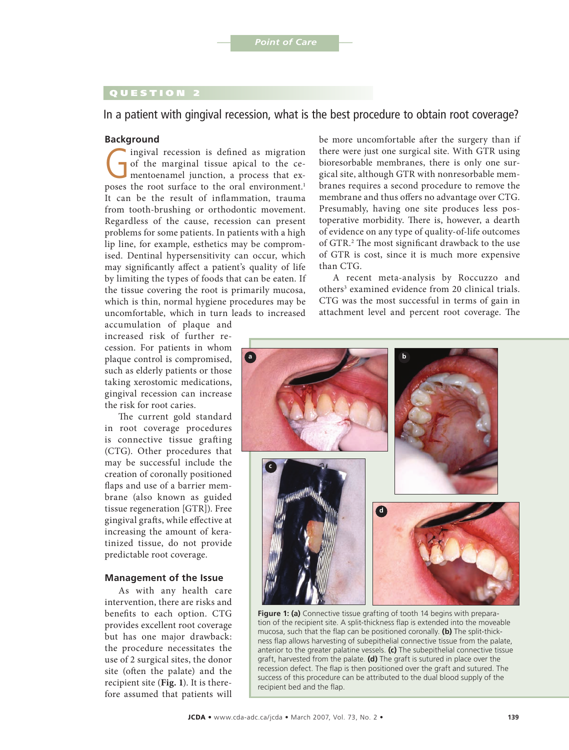## QUESTION 2

# In a patient with gingival recession, what is the best procedure to obtain root coverage?

### Background

Gingival recession is defined as migration of the marginal tissue apical to the cementoenamel junction, a process that exposes the root surface to the oral environment.[1] It can be the result of inflammation, trauma from tooth-brushing or orthodontic movement. Regardless of the cause, recession can present problems for some patients. In patients with a high lip line, for example, esthetics may be compromised. Dentinal hypersensitivity can occur, which may significantly affect a patient's quality of life by limiting the types of foods that can be eaten. If the tissue covering the root is primarily mucosa, which is thin, normal hygiene procedures may be uncomfortable, which in turn leads to increased accumulation of plaque and increased risk of further recession. For patients in whom plaque control is compromised, such as elderly patients or those taking xerostomic medications, gingival recession can increase the risk for root caries.

The current gold standard in root coverage procedures is connective tissue grafting (CTG). Other procedures that may be successful include the creation of coronally positioned flaps and use of a barrier membrane (also known as guided tissue regeneration [GTR]). Free gingival grafts, while effective at increasing the amount of keratinized tissue, do not provide predictable root coverage.

### Management of the Issue

As with any health care intervention, there are risks and benefits to each option. CTG provides excellent root coverage but has one major drawback: the procedure necessitates the use of 2 surgical sites, the donor site (often the palate) and the recipient site (**Fig. 1**). It is therefore assumed that patients will be more uncomfortable after the surgery than if there were just one surgical site. With GTR using bioresorbable membranes, there is only one surgical site, although GTR with nonresorbable membranes requires a second procedure to remove the membrane and thus offers no advantage over CTG. Presumably, having one site produces less postoperative morbidity. There is, however, a dearth of evidence on any type of quality-of-life outcomes of GTR.[2] The most significant drawback to the use of GTR is cost, since it is much more expensive than CTG.

A recent meta-analysis by Roccuzzo and others[3] examined evidence from 20 clinical trials. CTG was the most successful in terms of gain in attachment level and percent root coverage. The

**Figure 1: (a)** Connective tissue grafting of tooth 14 begins with preparation of the recipient site. A split-thickness flap is extended into the moveable mucosa, such that the flap can be positioned coronally. **(b)** The split-thickness flap allows harvesting of subepithelial connective tissue from the palate, anterior to the greater palatine vessels. **(c)** The subepithelial connective tissue graft, harvested from the palate. **(d)** The graft is sutured in place over the recession defect. The flap is then positioned over the graft and sutured. The success of this procedure can be attributed to the dual blood supply of the recipient bed and the flap.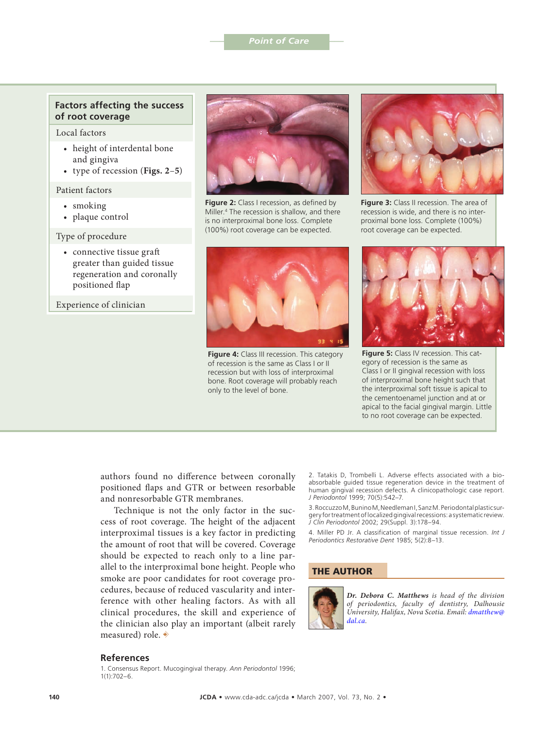## Factors affecting the success of root coverage

Local factors

- height of interdental bone and gingiva
- type of recession (**Figs. 2–5**)

Patient factors

- smoking
- plaque control

Type of procedure

- connective tissue graft greater than guided tissue regeneration and coronally positioned flap

Experience of clinician

**Figure 2:** Class I recession, as defined by Miller.[4] The recession is shallow, and there is no interproximal bone loss. Complete (100%) root coverage can be expected.

**Figure 3:** Class II recession. The area of recession is wide, and there is no interproximal bone loss. Complete (100%) root coverage can be expected.

**Figure 4:** Class III recession. This category of recession is the same as Class I or II recession but with loss of interproximal bone. Root coverage will probably reach only to the level of bone.

**Figure 5:** Class IV recession. This category of recession is the same as Class I or II gingival recession with loss of interproximal bone height such that the interproximal soft tissue is apical to the cementoenamel junction and at or apical to the facial gingival margin. Little to no root coverage can be expected.

authors found no difference between coronally positioned flaps and GTR or between resorbable and nonresorbable GTR membranes.

Technique is not the only factor in the success of root coverage. The height of the adjacent interproximal tissues is a key factor in predicting the amount of root that will be covered. Coverage should be expected to reach only to a line parallel to the interproximal bone height. People who smoke are poor candidates for root coverage procedures, because of reduced vascularity and interference with other healing factors. As with all clinical procedures, the skill and experience of the clinician also play an important (albeit rarely measured) role.

## References

1. Consensus Report. Mucogingival therapy. *Ann Periodontol* 1996; 1(1):702–6.

2. Tatakis D, Trombelli L. Adverse effects associated with a bioabsorbable guided tissue regeneration device in the treatment of human gingival recession defects. A clinicopathologic case report. *J Periodontol* 1999; 70(5):542–7.

3. Roccuzzo M, Bunino M, Needleman I, Sanz M. Periodontal plastic surgery for treatment of localized gingival recessions: a systematic review. *J Clin Periodontol* 2002; 29(Suppl. 3):178–94.

4. Miller PD Jr. A classification of marginal tissue recession. *Int J Periodontics Restorative Dent* 1985; 5(2):8–13.

## THE AUTHOR

***Dr. Debora C. Matthews*** *is head of the division of periodontics, faculty of dentistry, Dalhousie University, Halifax, Nova Scotia. Email: dmatthew@dal.ca.*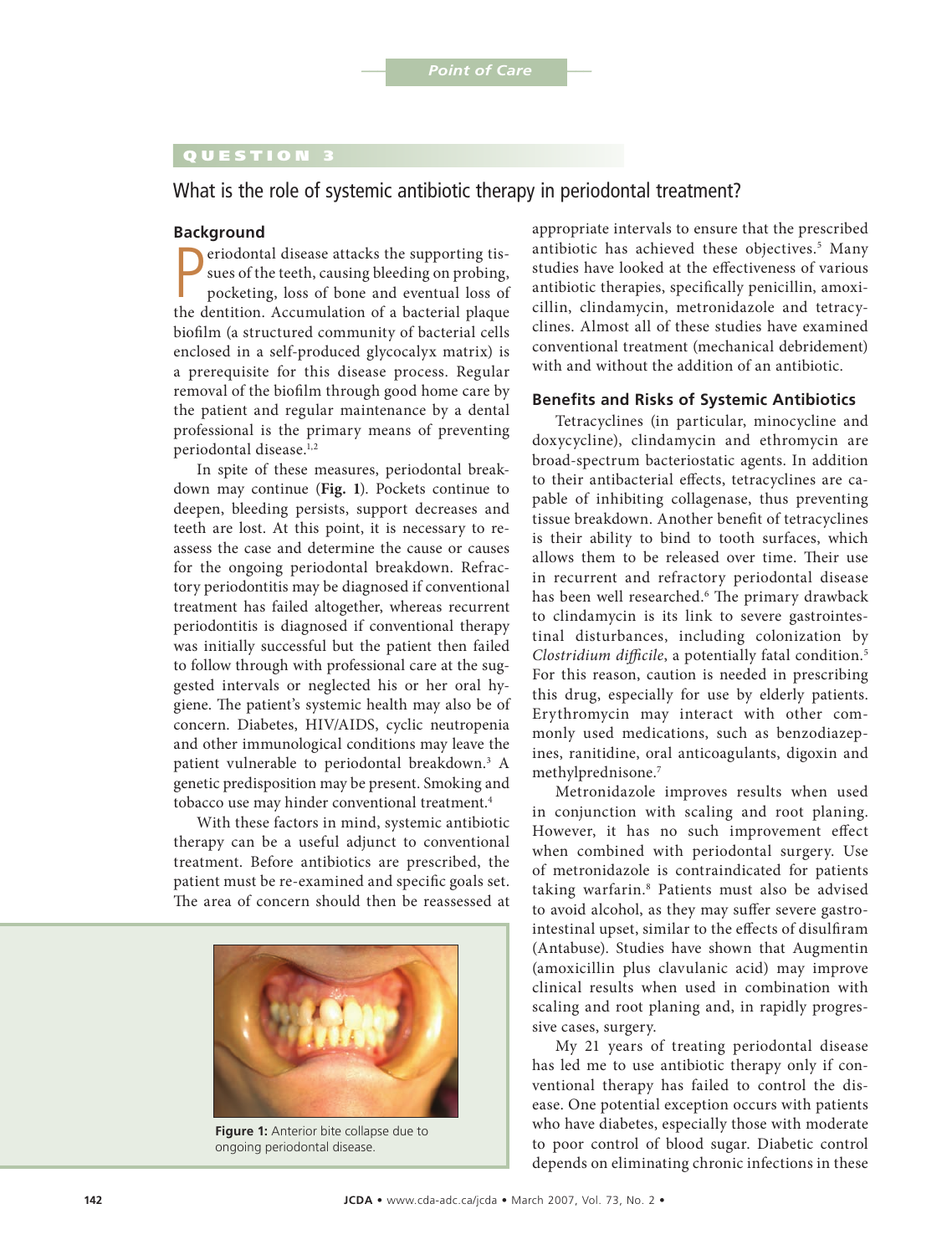## QUESTION 3

# What is the role of systemic antibiotic therapy in periodontal treatment?

### Background

Periodontal disease attacks the supporting tissues of the teeth, causing bleeding on probing, pocketing, loss of bone and eventual loss of the dentition. Accumulation of a bacterial plaque biofilm (a structured community of bacterial cells enclosed in a self-produced glycocalyx matrix) is a prerequisite for this disease process. Regular removal of the biofilm through good home care by the patient and regular maintenance by a dental professional is the primary means of preventing periodontal disease.[1,2]

In spite of these measures, periodontal breakdown may continue (**Fig. 1**). Pockets continue to deepen, bleeding persists, support decreases and teeth are lost. At this point, it is necessary to reassess the case and determine the cause or causes for the ongoing periodontal breakdown. Refractory periodontitis may be diagnosed if conventional treatment has failed altogether, whereas recurrent periodontitis is diagnosed if conventional therapy was initially successful but the patient then failed to follow through with professional care at the suggested intervals or neglected his or her oral hygiene. The patient's systemic health may also be of concern. Diabetes, HIV/AIDS, cyclic neutropenia and other immunological conditions may leave the patient vulnerable to periodontal breakdown.[3] A genetic predisposition may be present. Smoking and tobacco use may hinder conventional treatment.[4]

With these factors in mind, systemic antibiotic therapy can be a useful adjunct to conventional treatment. Before antibiotics are prescribed, the patient must be re-examined and specific goals set. The area of concern should then be reassessed at appropriate intervals to ensure that the prescribed antibiotic has achieved these objectives.[5] Many studies have looked at the effectiveness of various antibiotic therapies, specifically penicillin, amoxicillin, clindamycin, metronidazole and tetracyclines. Almost all of these studies have examined conventional treatment (mechanical debridement) with and without the addition of an antibiotic.

**Figure 1:** Anterior bite collapse due to ongoing periodontal disease.

### Benefits and Risks of Systemic Antibiotics

Tetracyclines (in particular, minocycline and doxycycline), clindamycin and ethromycin are broad-spectrum bacteriostatic agents. In addition to their antibacterial effects, tetracyclines are capable of inhibiting collagenase, thus preventing tissue breakdown. Another benefit of tetracyclines is their ability to bind to tooth surfaces, which allows them to be released over time. Their use in recurrent and refractory periodontal disease has been well researched.[6] The primary drawback to clindamycin is its link to severe gastrointestinal disturbances, including colonization by *Clostridium difficile*, a potentially fatal condition.[5] For this reason, caution is needed in prescribing this drug, especially for use by elderly patients. Erythromycin may interact with other commonly used medications, such as benzodiazepines, ranitidine, oral anticoagulants, digoxin and methylprednisone.[7]

Metronidazole improves results when used in conjunction with scaling and root planing. However, it has no such improvement effect when combined with periodontal surgery. Use of metronidazole is contraindicated for patients taking warfarin.[8] Patients must also be advised to avoid alcohol, as they may suffer severe gastrointestinal upset, similar to the effects of disulfiram (Antabuse). Studies have shown that Augmentin (amoxicillin plus clavulanic acid) may improve clinical results when used in combination with scaling and root planing and, in rapidly progressive cases, surgery.

My 21 years of treating periodontal disease has led me to use antibiotic therapy only if conventional therapy has failed to control the disease. One potential exception occurs with patients who have diabetes, especially those with moderate to poor control of blood sugar. Diabetic control depends on eliminating chronic infections in these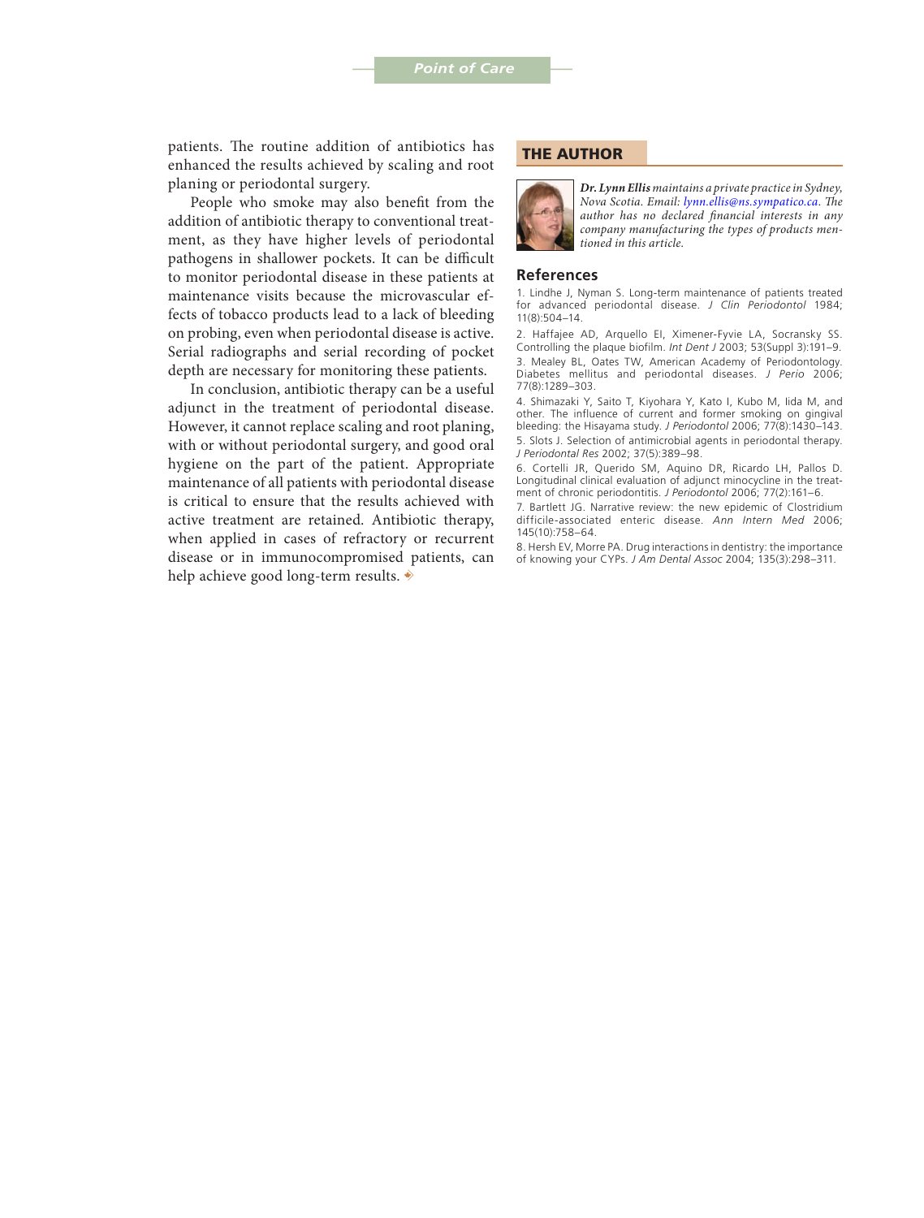patients. The routine addition of antibiotics has enhanced the results achieved by scaling and root planing or periodontal surgery.

People who smoke may also benefit from the addition of antibiotic therapy to conventional treatment, as they have higher levels of periodontal pathogens in shallower pockets. It can be difficult to monitor periodontal disease in these patients at maintenance visits because the microvascular effects of tobacco products lead to a lack of bleeding on probing, even when periodontal disease is active. Serial radiographs and serial recording of pocket depth are necessary for monitoring these patients.

In conclusion, antibiotic therapy can be a useful adjunct in the treatment of periodontal disease. However, it cannot replace scaling and root planing, with or without periodontal surgery, and good oral hygiene on the part of the patient. Appropriate maintenance of all patients with periodontal disease is critical to ensure that the results achieved with active treatment are retained. Antibiotic therapy, when applied in cases of refractory or recurrent disease or in immunocompromised patients, can help achieve good long-term results.

## THE AUTHOR

***Dr. Lynn Ellis** maintains a private practice in Sydney, Nova Scotia. Email: lynn.ellis@ns.sympatico.ca. The author has no declared financial interests in any company manufacturing the types of products mentioned in this article.*

## References

1. Lindhe J, Nyman S. Long-term maintenance of patients treated for advanced periodontal disease. *J Clin Periodontol* 1984; 11(8):504–14.
2. Haffajee AD, Arquello EI, Ximener-Fyvie LA, Socransky SS. Controlling the plaque biofilm. *Int Dent J* 2003; 53(Suppl 3):191–9.
3. Mealey BL, Oates TW, American Academy of Periodontology. Diabetes mellitus and periodontal diseases. *J Perio* 2006; 77(8):1289–303.
4. Shimazaki Y, Saito T, Kiyohara Y, Kato I, Kubo M, Iida M, and other. The influence of current and former smoking on gingival bleeding: the Hisayama study. *J Periodontol* 2006; 77(8):1430–143.
5. Slots J. Selection of antimicrobial agents in periodontal therapy. *J Periodontal Res* 2002; 37(5):389–98.
6. Cortelli JR, Querido SM, Aquino DR, Ricardo LH, Pallos D. Longitudinal clinical evaluation of adjunct minocycline in the treatment of chronic periodontitis. *J Periodontol* 2006; 77(2):161–6.
7. Bartlett JG. Narrative review: the new epidemic of Clostridium difficile-associated enteric disease. *Ann Intern Med* 2006; 145(10):758–64.
8. Hersh EV, Morre PA. Drug interactions in dentistry: the importance of knowing your CYPs. *J Am Dental Assoc* 2004; 135(3):298–311.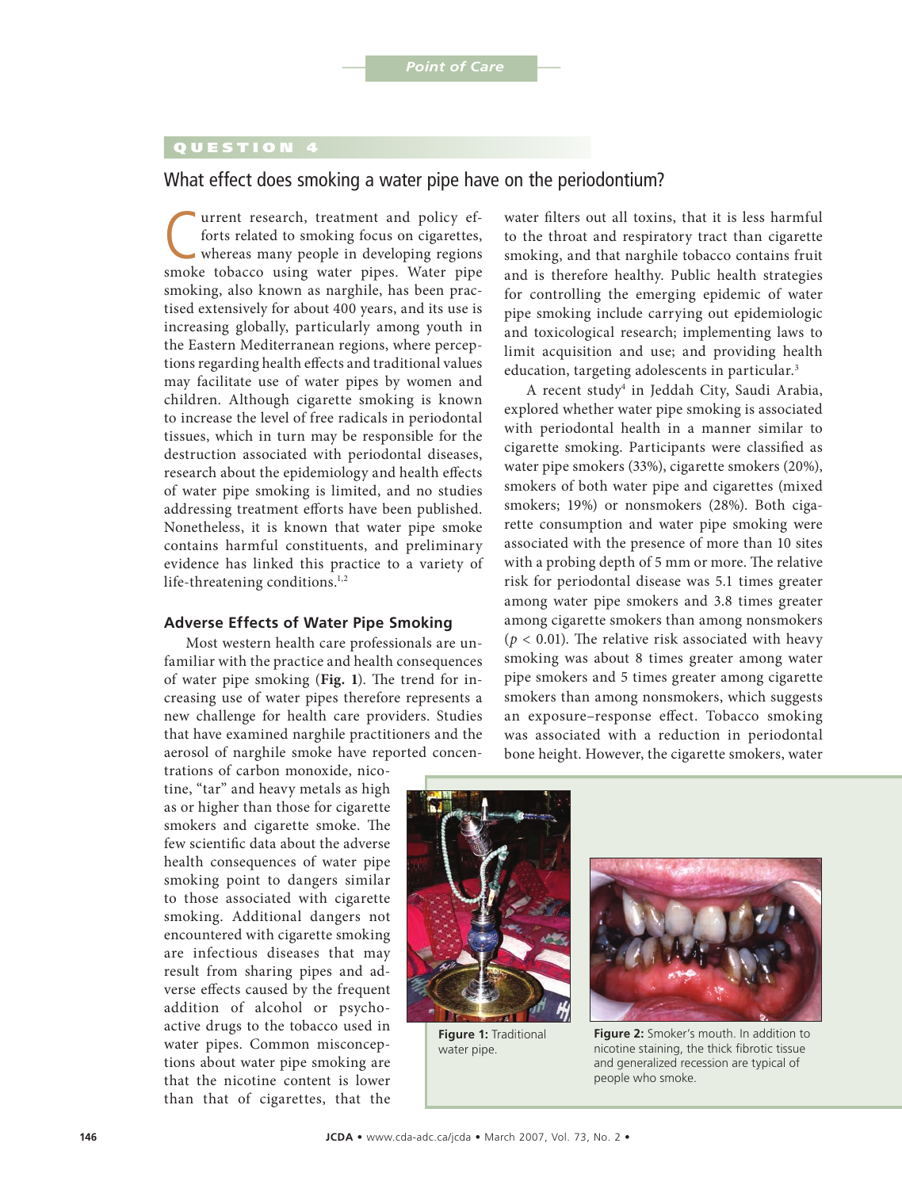## QUESTION 4

### What effect does smoking a water pipe have on the periodontium?

Current research, treatment and policy efforts related to smoking focus on cigarettes, whereas many people in developing regions smoke tobacco using water pipes. Water pipe smoking, also known as narghile, has been practised extensively for about 400 years, and its use is increasing globally, particularly among youth in the Eastern Mediterranean regions, where perceptions regarding health effects and traditional values may facilitate use of water pipes by women and children. Although cigarette smoking is known to increase the level of free radicals in periodontal tissues, which in turn may be responsible for the destruction associated with periodontal diseases, research about the epidemiology and health effects of water pipe smoking is limited, and no studies addressing treatment efforts have been published. Nonetheless, it is known that water pipe smoke contains harmful constituents, and preliminary evidence has linked this practice to a variety of life-threatening conditions.[1,2]

#### Adverse Effects of Water Pipe Smoking

Most western health care professionals are unfamiliar with the practice and health consequences of water pipe smoking (**Fig. 1**). The trend for increasing use of water pipes therefore represents a new challenge for health care providers. Studies that have examined narghile practitioners and the aerosol of narghile smoke have reported concentrations of carbon monoxide, nicotine, "tar" and heavy metals as high as or higher than those for cigarette smokers and cigarette smoke. The few scientific data about the adverse health consequences of water pipe smoking point to dangers similar to those associated with cigarette smoking. Additional dangers not encountered with cigarette smoking are infectious diseases that may result from sharing pipes and adverse effects caused by the frequent addition of alcohol or psychoactive drugs to the tobacco used in water pipes. Common misconceptions about water pipe smoking are that the nicotine content is lower than that of cigarettes, that the water filters out all toxins, that it is less harmful to the throat and respiratory tract than cigarette smoking, and that narghile tobacco contains fruit and is therefore healthy. Public health strategies for controlling the emerging epidemic of water pipe smoking include carrying out epidemiologic and toxicological research; implementing laws to limit acquisition and use; and providing health education, targeting adolescents in particular.[3]

A recent study[4] in Jeddah City, Saudi Arabia, explored whether water pipe smoking is associated with periodontal health in a manner similar to cigarette smoking. Participants were classified as water pipe smokers (33%), cigarette smokers (20%), smokers of both water pipe and cigarettes (mixed smokers; 19%) or nonsmokers (28%). Both cigarette consumption and water pipe smoking were associated with the presence of more than 10 sites with a probing depth of 5 mm or more. The relative risk for periodontal disease was 5.1 times greater among water pipe smokers and 3.8 times greater among cigarette smokers than among nonsmokers ($p < 0.01$). The relative risk associated with heavy smoking was about 8 times greater among water pipe smokers and 5 times greater among cigarette smokers than among nonsmokers, which suggests an exposure–response effect. Tobacco smoking was associated with a reduction in periodontal bone height. However, the cigarette smokers, water

**Figure 1:** Traditional water pipe.

**Figure 2:** Smoker's mouth. In addition to nicotine staining, the thick fibrotic tissue and generalized recession are typical of people who smoke.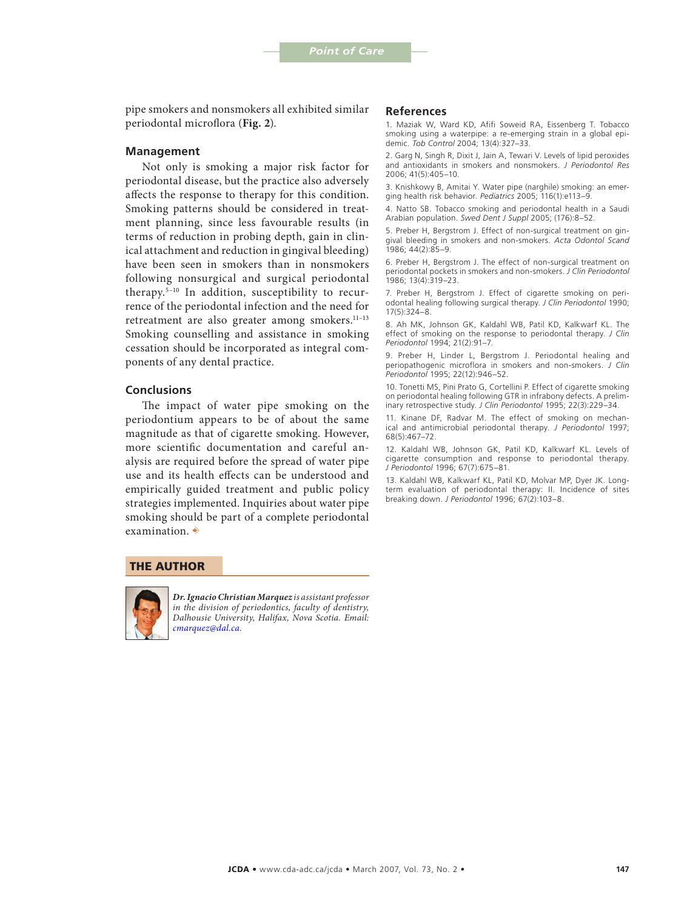pipe smokers and nonsmokers all exhibited similar periodontal microflora (**Fig. 2**).

## Management

Not only is smoking a major risk factor for periodontal disease, but the practice also adversely affects the response to therapy for this condition. Smoking patterns should be considered in treatment planning, since less favourable results (in terms of reduction in probing depth, gain in clinical attachment and reduction in gingival bleeding) have been seen in smokers than in nonsmokers following nonsurgical and surgical periodontal therapy.[5–10] In addition, susceptibility to recurrence of the periodontal infection and the need for retreatment are also greater among smokers.[11–13] Smoking counselling and assistance in smoking cessation should be incorporated as integral components of any dental practice.

## Conclusions

The impact of water pipe smoking on the periodontium appears to be of about the same magnitude as that of cigarette smoking. However, more scientific documentation and careful analysis are required before the spread of water pipe use and its health effects can be understood and empirically guided treatment and public policy strategies implemented. Inquiries about water pipe smoking should be part of a complete periodontal examination.

## THE AUTHOR

***Dr. Ignacio Christian Marquez** is assistant professor in the division of periodontics, faculty of dentistry, Dalhousie University, Halifax, Nova Scotia. Email: cmarquez@dal.ca.*

## References

1. Maziak W, Ward KD, Afifi Soweid RA, Eissenberg T. Tobacco smoking using a waterpipe: a re-emerging strain in a global epidemic. *Tob Control* 2004; 13(4):327–33.

2. Garg N, Singh R, Dixit J, Jain A, Tewari V. Levels of lipid peroxides and antioxidants in smokers and nonsmokers. *J Periodontol Res* 2006; 41(5):405–10.

3. Knishkowy B, Amitai Y. Water pipe (narghile) smoking: an emerging health risk behavior. *Pediatrics* 2005; 116(1):e113–9.

4. Natto SB. Tobacco smoking and periodontal health in a Saudi Arabian population. *Swed Dent J Suppl* 2005; (176):8–52.

5. Preber H, Bergstrom J. Effect of non-surgical treatment on gingival bleeding in smokers and non-smokers. *Acta Odontol Scand* 1986; 44(2):85–9.

6. Preber H, Bergstrom J. The effect of non-surgical treatment on periodontal pockets in smokers and non-smokers. *J Clin Periodontol* 1986; 13(4):319–23.

7. Preber H, Bergstrom J. Effect of cigarette smoking on periodontal healing following surgical therapy. *J Clin Periodontol* 1990; 17(5):324–8.

8. Ah MK, Johnson GK, Kaldahl WB, Patil KD, Kalkwarf KL. The effect of smoking on the response to periodontal therapy. *J Clin Periodontol* 1994; 21(2):91–7.

9. Preber H, Linder L, Bergstrom J. Periodontal healing and periopathogenic microflora in smokers and non-smokers. *J Clin Periodontol* 1995; 22(12):946–52.

10. Tonetti MS, Pini Prato G, Cortellini P. Effect of cigarette smoking on periodontal healing following GTR in infrabony defects. A preliminary retrospective study. *J Clin Periodontol* 1995; 22(3):229–34.

11. Kinane DF, Radvar M. The effect of smoking on mechanical and antimicrobial periodontal therapy. *J Periodontol* 1997; 68(5):467–72.

12. Kaldahl WB, Johnson GK, Patil KD, Kalkwarf KL. Levels of cigarette consumption and response to periodontal therapy. *J Periodontol* 1996; 67(7):675–81.

13. Kaldahl WB, Kalkwarf KL, Patil KD, Molvar MP, Dyer JK. Long-term evaluation of periodontal therapy: II. Incidence of sites breaking down. *J Periodontol* 1996; 67(2):103–8.